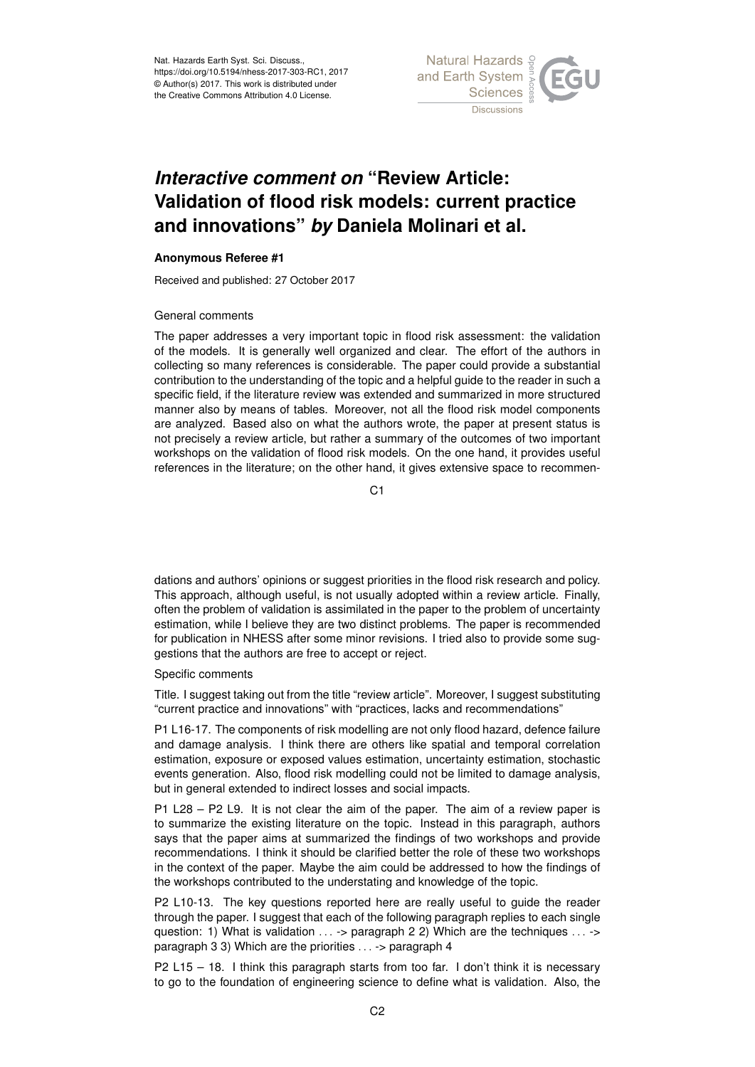# *Interactive comment on* "Review Article: Validation of flood risk models: current practice and innovations" *by* Daniela Molinari et al.

**Anonymous Referee #1**

Received and published: 27 October 2017

General comments

The paper addresses a very important topic in flood risk assessment: the validation of the models. It is generally well organized and clear. The effort of the authors in collecting so many references is considerable. The paper could provide a substantial contribution to the understanding of the topic and a helpful guide to the reader in such a specific field, if the literature review was extended and summarized in more structured manner also by means of tables. Moreover, not all the flood risk model components are analyzed. Based also on what the authors wrote, the paper at present status is not precisely a review article, but rather a summary of the outcomes of two important workshops on the validation of flood risk models. On the one hand, it provides useful references in the literature; on the other hand, it gives extensive space to recommendations and authors' opinions or suggest priorities in the flood risk research and policy. This approach, although useful, is not usually adopted within a review article. Finally, often the problem of validation is assimilated in the paper to the problem of uncertainty estimation, while I believe they are two distinct problems. The paper is recommended for publication in NHESS after some minor revisions. I tried also to provide some suggestions that the authors are free to accept or reject.

Specific comments

Title. I suggest taking out from the title "review article". Moreover, I suggest substituting "current practice and innovations" with "practices, lacks and recommendations"

P1 L16-17. The components of risk modelling are not only flood hazard, defence failure and damage analysis. I think there are others like spatial and temporal correlation estimation, exposure or exposed values estimation, uncertainty estimation, stochastic events generation. Also, flood risk modelling could not be limited to damage analysis, but in general extended to indirect losses and social impacts.

P1 L28 – P2 L9. It is not clear the aim of the paper. The aim of a review paper is to summarize the existing literature on the topic. Instead in this paragraph, authors says that the paper aims at summarized the findings of two workshops and provide recommendations. I think it should be clarified better the role of these two workshops in the context of the paper. Maybe the aim could be addressed to how the findings of the workshops contributed to the understating and knowledge of the topic.

P2 L10-13. The key questions reported here are really useful to guide the reader through the paper. I suggest that each of the following paragraph replies to each single question: 1) What is validation . . . -> paragraph 2 2) Which are the techniques . . . -> paragraph 3 3) Which are the priorities . . . -> paragraph 4

P2 L15 – 18. I think this paragraph starts from too far. I don't think it is necessary to go to the foundation of engineering science to define what is validation. Also, the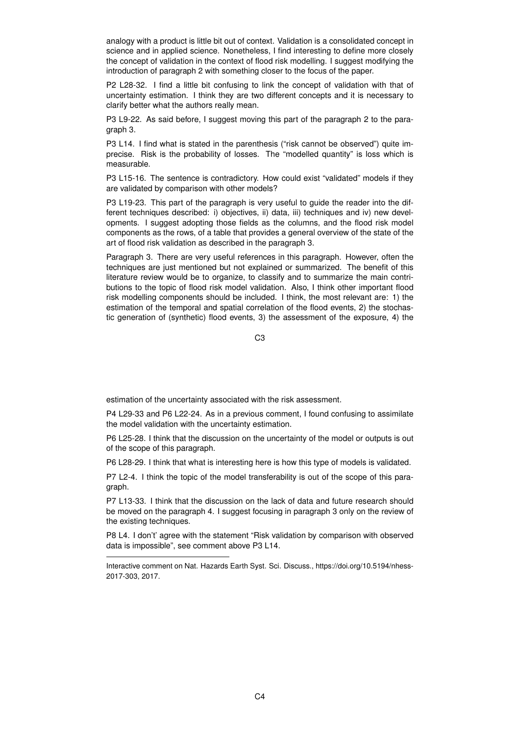analogy with a product is little bit out of context. Validation is a consolidated concept in science and in applied science. Nonetheless, I find interesting to define more closely the concept of validation in the context of flood risk modelling. I suggest modifying the introduction of paragraph 2 with something closer to the focus of the paper.

P2 L28-32. I find a little bit confusing to link the concept of validation with that of uncertainty estimation. I think they are two different concepts and it is necessary to clarify better what the authors really mean.

P3 L9-22. As said before, I suggest moving this part of the paragraph 2 to the paragraph 3.

P3 L14. I find what is stated in the parenthesis ("risk cannot be observed") quite imprecise. Risk is the probability of losses. The "modelled quantity" is loss which is measurable.

P3 L15-16. The sentence is contradictory. How could exist "validated" models if they are validated by comparison with other models?

P3 L19-23. This part of the paragraph is very useful to guide the reader into the different techniques described: i) objectives, ii) data, iii) techniques and iv) new developments. I suggest adopting those fields as the columns, and the flood risk model components as the rows, of a table that provides a general overview of the state of the art of flood risk validation as described in the paragraph 3.

Paragraph 3. There are very useful references in this paragraph. However, often the techniques are just mentioned but not explained or summarized. The benefit of this literature review would be to organize, to classify and to summarize the main contributions to the topic of flood risk model validation. Also, I think other important flood risk modelling components should be included. I think, the most relevant are: 1) the estimation of the temporal and spatial correlation of the flood events, 2) the stochastic generation of (synthetic) flood events, 3) the assessment of the exposure, 4) the estimation of the uncertainty associated with the risk assessment.

P4 L29-33 and P6 L22-24. As in a previous comment, I found confusing to assimilate the model validation with the uncertainty estimation.

P6 L25-28. I think that the discussion on the uncertainty of the model or outputs is out of the scope of this paragraph.

P6 L28-29. I think that what is interesting here is how this type of models is validated.

P7 L2-4. I think the topic of the model transferability is out of the scope of this paragraph.

P7 L13-33. I think that the discussion on the lack of data and future research should be moved on the paragraph 4. I suggest focusing in paragraph 3 only on the review of the existing techniques.

P8 L4. I don't' agree with the statement "Risk validation by comparison with observed data is impossible", see comment above P3 L14.

---

Interactive comment on Nat. Hazards Earth Syst. Sci. Discuss., https://doi.org/10.5194/nhess-2017-303, 2017.